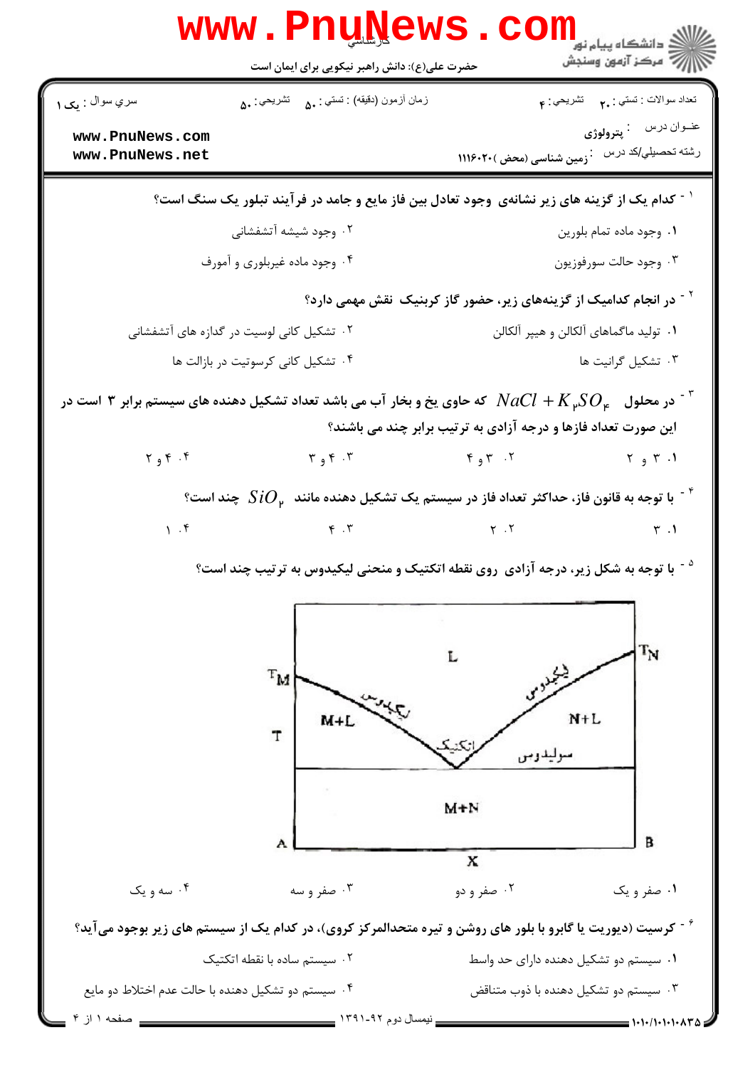حضرت علی(ع): دانش راهبر نیکویی برای ایمان است

| سري سوال : یک ۱ | زمان آزمون (دقیقه) : تستی : ۵۰ تشریحی: ۵۰ | تعداد سوالات : تستی : ۲۰ تشریحی: ۴ |
| --- | --- | --- |

عنوان درس : پترولوژی

رشته تحصیلی/کد درس : زمین شناسی (محض )۱۱۱۶۰۲۰

۱ - کدام یک از گزینه های زیر نشانه‌ی وجود تعادل بین فاز مایع و جامد در فرآیند تبلور یک سنگ است؟

۱. وجود ماده تمام بلورین
۲. وجود شیشه آتشفشانی
۳. وجود حالت سورفوزیون
۴. وجود ماده غیربلوری و آمورف

۲ - در انجام کدامیک از گزینه‌های زیر، حضور گاز کربنیک نقش مهمی دارد؟

۱. تولید ماگماهای آلکالن و هیپر آلکالن
۲. تشکیل کانی لوسیت در گدازه های آتشفشانی
۳. تشکیل گرانیت ها
۴. تشکیل کانی کرسوتیت در بازالت ها

۳ - در محلول $NaCl + K_2SO_4$ که حاوی یخ و بخار آب می باشد تعداد تشکیل دهنده های سیستم برابر ۳ است در این صورت تعداد فازها و درجه آزادی به ترتیب برابر چند می باشند؟

۱. ۳ و ۲
۲. ۳ و ۴
۳. ۴ و ۳
۴. ۴ و ۲

۴ - با توجه به قانون فاز، حداکثر تعداد فاز در سیستم یک تشکیل دهنده مانند $SiO_2$ چند است؟

۱. ۳
۲. ۲
۳. ۴
۴. ۱

۵ - با توجه به شکل زیر، درجه آزادی روی نقطه اتکتیک و منحنی لیکیدوس به ترتیب چند است؟

۱. صفر و یک
۲. صفر و دو
۳. صفر و سه
۴. سه و یک

۶ - کرسیت (دیوریت یا گابرو با بلور های روشن و تیره متحدالمرکز کروی)، در کدام یک از سیستم های زیر بوجود می‌آید؟

۱. سیستم دو تشکیل دهنده دارای حد واسط
۲. سیستم ساده با نقطه اتکتیک
۳. سیستم دو تشکیل دهنده با ذوب متناقض
۴. سیستم دو تشکیل دهنده با حالت عدم اختلاط دو مایع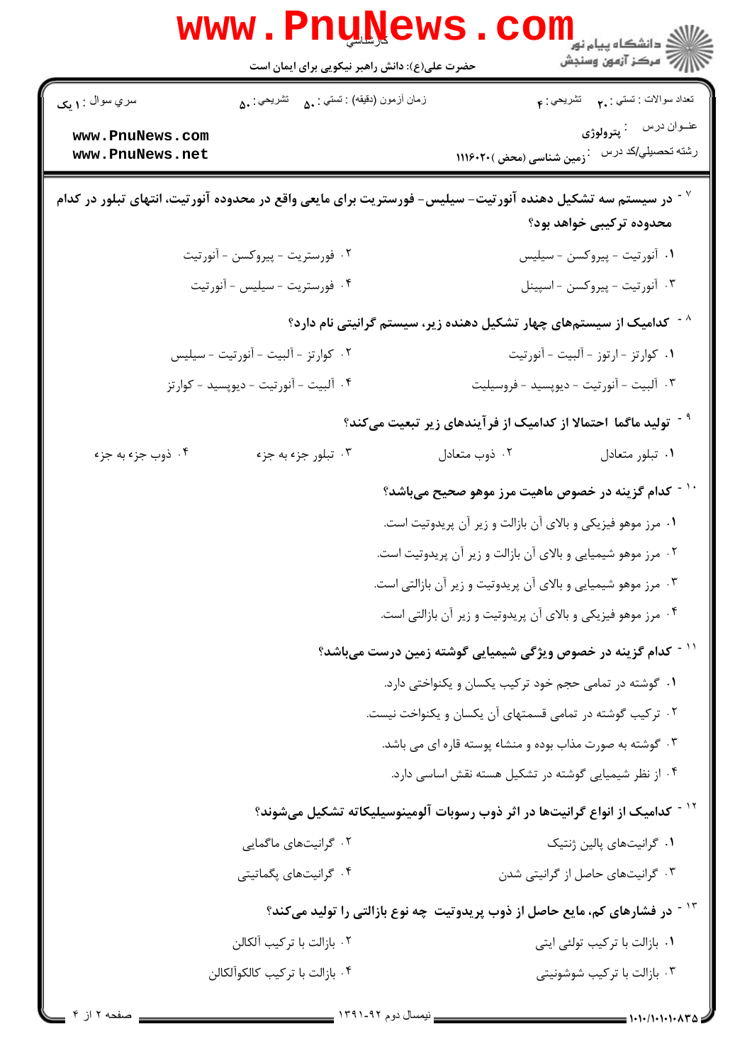۷- در سیستم سه تشکیل دهنده آنورتیت- سیلیس- فورستریت برای مایعی واقع در محدوده آنورتیت، انتهای تبلور در کدام محدوده ترکیبی خواهد بود؟

۱. آنورتیت - پیروکسن - سیلیس
۲. فورستریت - پیروکسن - آنورتیت
۳. آنورتیت - پیروکسن - اسپینل
۴. فورستریت - سیلیس - آنورتیت

۸- کدامیک از سیستم‌های چهار تشکیل دهنده زیر، سیستم گرانیتی نام دارد؟

۱. کوارتز - ارتوز - آلبیت - آنورتیت
۲. کوارتز - آلبیت - آنورتیت - سیلیس
۳. آلبیت - آنورتیت - دیوپسید - فروسیلیت
۴. آلبیت - آنورتیت - دیوپسید - کوارتز

۹- تولید ماگما احتمالا از کدامیک از فرآیندهای زیر تبعیت می‌کند؟

۱. تبلور متعادل
۲. ذوب متعادل
۳. تبلور جزء به جزء
۴. ذوب جزء به جزء

۱۰- کدام گزینه در خصوص ماهیت مرز موهو صحیح می‌باشد؟

۱. مرز موهو فیزیکی و بالای آن بازالت و زیر آن پریدوتیت است.
۲. مرز موهو شیمیایی و بالای آن بازالت و زیر آن پریدوتیت است.
۳. مرز موهو شیمیایی و بالای آن پریدوتیت و زیر آن بازالتی است.
۴. مرز موهو فیزیکی و بالای آن پریدوتیت و زیر آن بازالتی است.

۱۱- کدام گزینه در خصوص ویژگی شیمیایی گوشته زمین درست می‌باشد؟

۱. گوشته در تمامی حجم خود ترکیب یکسان و یکنواختی دارد.
۲. ترکیب گوشته در تمامی قسمتهای آن یکسان و یکنواخت نیست.
۳. گوشته به صورت مذاب بوده و منشاء پوسته قاره ای می باشد.
۴. از نظر شیمیایی گوشته در تشکیل هسته نقش اساسی دارد.

۱۲- کدامیک از انواع گرانیت‌ها در اثر ذوب رسوبات آلومینوسیلیکاته تشکیل می‌شوند؟

۱. گرانیت‌های پالین ژنتیک
۲. گرانیت‌های ماگمایی
۳. گرانیت‌های حاصل از گرانیتی شدن
۴. گرانیت‌های پگماتیتی

۱۳- در فشارهای کم، مایع حاصل از ذوب پریدوتیت چه نوع بازالتی را تولید می‌کند؟

۱. بازالت با ترکیب تولئی ایتی
۲. بازالت با ترکیب آلکالن
۳. بازالت با ترکیب شوشونیتی
۴. بازالت با ترکیب کالکوآلکالن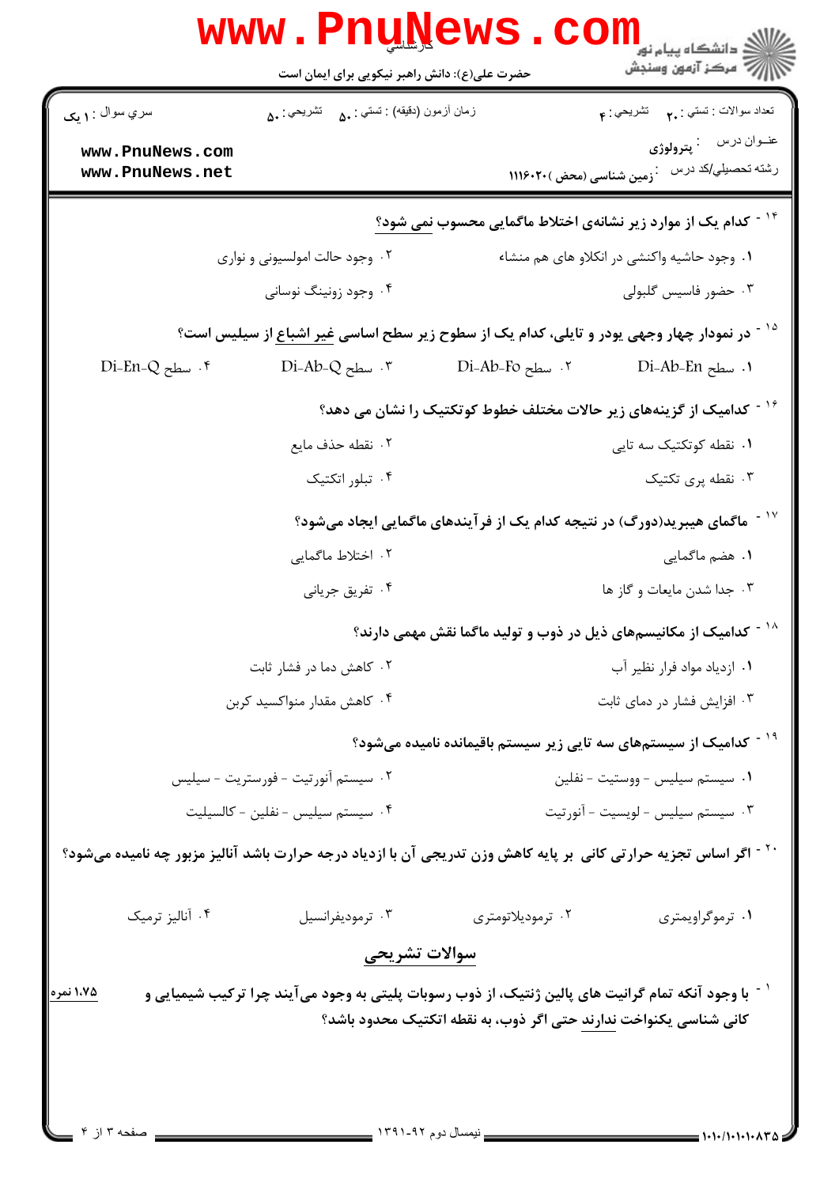۱۴ - کدام یک از موارد زیر نشانه‌ی اختلاط ماگمایی محسوب نمی شود؟

۱. وجود حاشیه واکنشی در انکلاو های هم منشاء

۲. وجود حالت امولسیونی و نواری

۳. حضور فاسیس گلبولی

۴. وجود زونینگ نوسانی

۱۵ - در نمودار چهار وجهی یودر و تایلی، کدام یک از سطوح زیر سطح اساسی غیر اشباع از سیلیس است؟

۱. سطح Di-Ab-En

۲. سطح Di-Ab-Fo

۳. سطح Di-Ab-Q

۴. سطح Di-En-Q

۱۶ - کدامیک از گزینه‌های زیر حالات مختلف خطوط کوتکتیک را نشان می دهد؟

۱. نقطه کوتکتیک سه تایی

۲. نقطه حذف مایع

۳. نقطه پری تکتیک

۴. تبلور اتکتیک

۱۷ - ماگمای هیبرید(دورگ) در نتیجه کدام یک از فرآیندهای ماگمایی ایجاد می‌شود؟

۱. هضم ماگمایی

۲. اختلاط ماگمایی

۳. جدا شدن مایعات و گاز ها

۴. تفریق جریانی

۱۸ - کدامیک از مکانیسم‌های ذیل در ذوب و تولید ماگما نقش مهمی دارند؟

۱. ازدیاد مواد فرار نظیر آب

۲. کاهش دما در فشار ثابت

۳. افزایش فشار در دمای ثابت

۴. کاهش مقدار منواکسید کربن

۱۹ - کدامیک از سیستم‌های سه تایی زیر سیستم باقیمانده نامیده می‌شود؟

۱. سیستم سیلیس - ووستیت - نفلین

۲. سیستم آنورتیت - فورستریت - سیلیس

۳. سیستم سیلیس - لوسیت - آنورتیت

۴. سیستم سیلیس - نفلین - کالسیلیت

۲۰ - اگر اساس تجزیه حرارتی کانی بر پایه کاهش وزن تدریجی آن با ازدیاد درجه حرارت باشد آنالیز مزبور چه نامیده می‌شود؟

۱. ترموگراویمتری

۲. ترمودیلاتومتری

۳. ترمودیفرانسیل

۴. آنالیز ترمیک

## سوالات تشریحی

۱ - با وجود آنکه تمام گرانیت های پالین ژنتیک، از ذوب رسوبات پلیتی به وجود می‌آیند چرا ترکیب شیمیایی و کانی شناسی یکنواخت ندارند حتی اگر ذوب، به نقطه اتکتیک محدود باشد؟ ۱،۷۵ نمره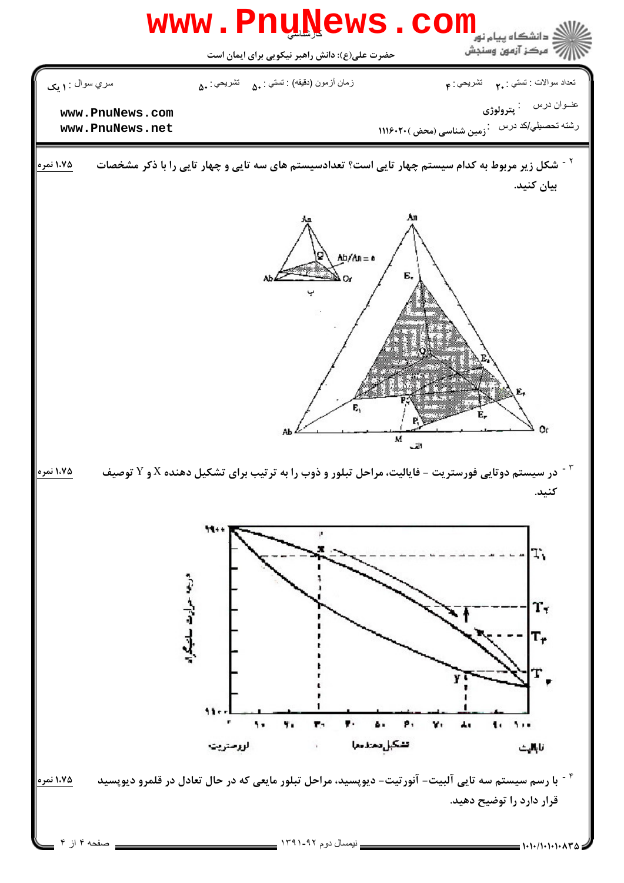۲ - شکل زیر مربوط به کدام سیستم چهار تایی است؟ تعدادسیستم های سه تایی و چهار تایی را با ذکر مشخصات بیان کنید. ۱.۷۵ نمره

An

Ab/An = a

Q

Ab

Or

ب

An

$E_4$

Q

$E_3$

$E_2$

$E_1$

$P_2$

$P_1$

$E_2$

Ab

M

Or

الف

۳ - در سیستم دوتایی فورستریت - فایالیت، مراحل تبلور و ذوب را به ترتیب برای تشکیل دهنده X و Y توصیف کنید. ۱.۷۵ نمره

۱۹۰۰

X

$T_1$

$T_2$

$T_3$

Y

$T_4$

۱۲۰۰

درجه حرارت سانتیگراد

۰ ۱۰ ۲۰ ۳۰ ۴۰ ۵۰ ۶۰ ۷۰ ۸۰ ۹۰ ۱۰۰

فورستریت

تشکیل دهنده ها

فایالیت

۴ - با رسم سیستم سه تایی آلبیت- آنورتیت- دیوپسید، مراحل تبلور مایعی که در حال تعادل در قلمرو دیوپسید قرار دارد را توضیح دهید. ۱.۷۵ نمره